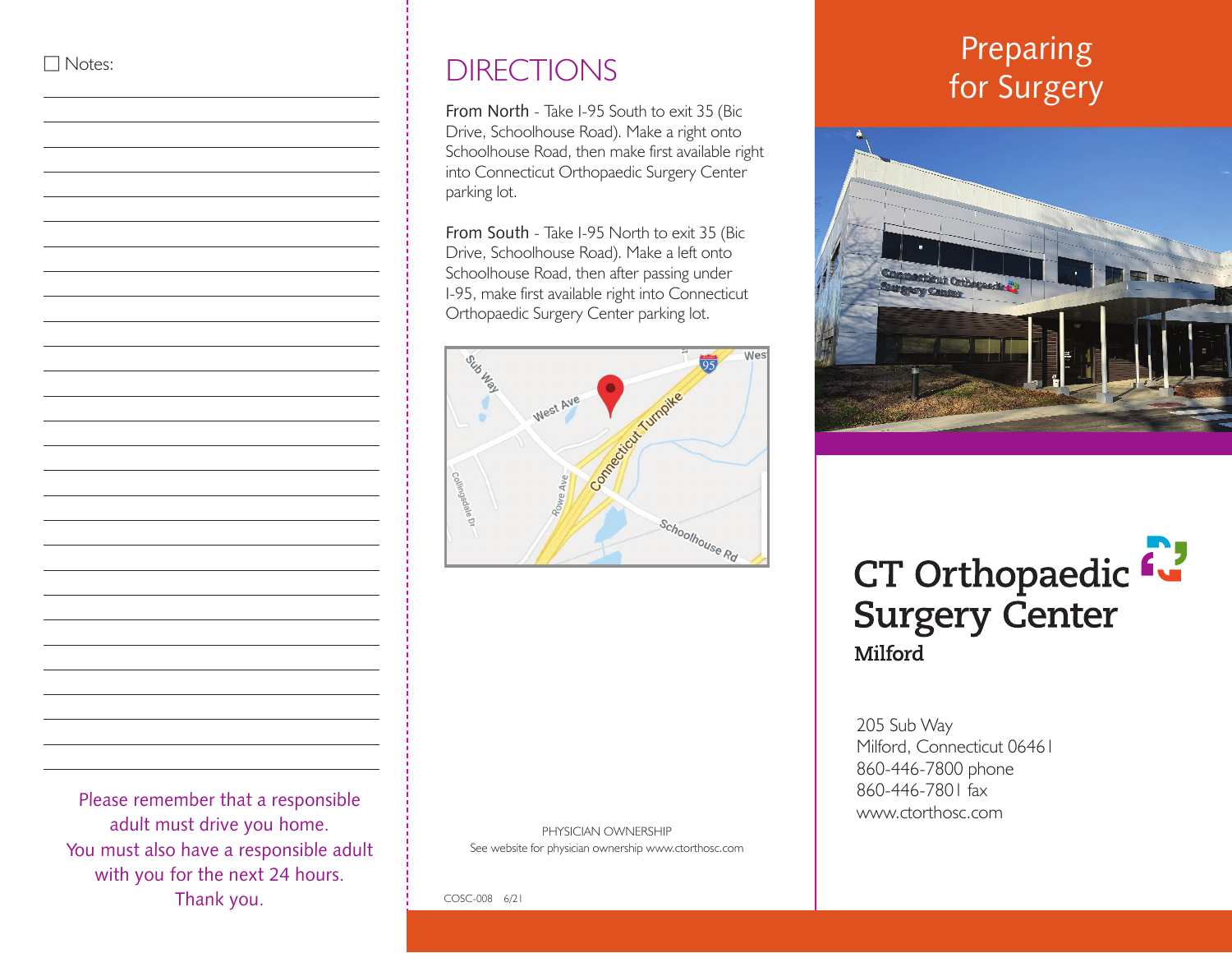☐ Notes:

Please remember that a responsible adult must drive you home. You must also have a responsible adult with you for the next 24 hours. Thank you.

## DIRECTIONS

From North - Take I-95 South to exit 35 (Bic Drive, Schoolhouse Road). Make a right onto Schoolhouse Road, then make first available right into Connecticut Orthopaedic Surgery Center parking lot.

From South - Take I-95 North to exit 35 (Bic Drive, Schoolhouse Road). Make a left onto Schoolhouse Road, then after passing under I-95, make first available right into Connecticut Orthopaedic Surgery Center parking lot.

PHYSICIAN OWNERSHIP
See website for physician ownership www.ctorthosc.com

COSC-008 6/21

# Preparing for Surgery

## CT Orthopaedic Surgery Center
**Milford**

205 Sub Way
Milford, Connecticut 06461
860-446-7800 phone
860-446-7801 fax
www.ctorthosc.com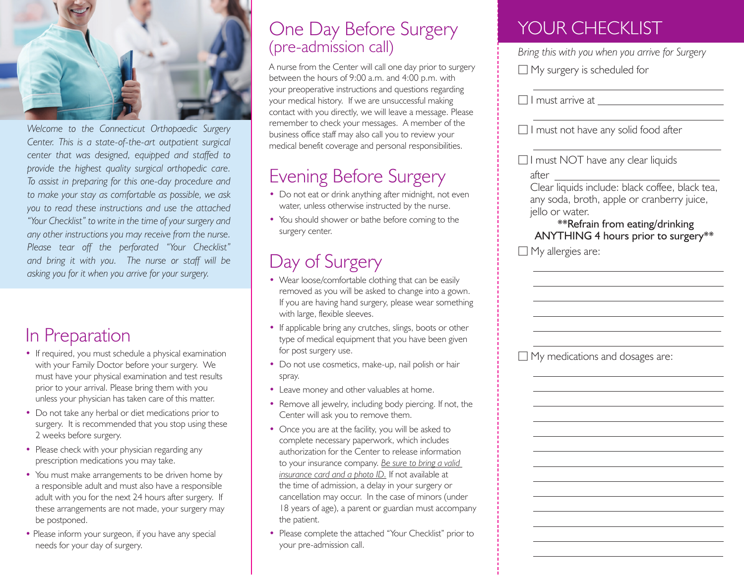*Welcome to the Connecticut Orthopaedic Surgery Center. This is a state-of-the-art outpatient surgical center that was designed, equipped and staffed to provide the highest quality surgical orthopedic care. To assist in preparing for this one-day procedure and to make your stay as comfortable as possible, we ask you to read these instructions and use the attached "Your Checklist" to write in the time of your surgery and any other instructions you may receive from the nurse. Please tear off the perforated "Your Checklist" and bring it with you. The nurse or staff will be asking you for it when you arrive for your surgery.*

## In Preparation

- If required, you must schedule a physical examination with your Family Doctor before your surgery. We must have your physical examination and test results prior to your arrival. Please bring them with you unless your physician has taken care of this matter.
- Do not take any herbal or diet medications prior to surgery. It is recommended that you stop using these 2 weeks before surgery.
- Please check with your physician regarding any prescription medications you may take.
- You must make arrangements to be driven home by a responsible adult and must also have a responsible adult with you for the next 24 hours after surgery. If these arrangements are not made, your surgery may be postponed.
- Please inform your surgeon, if you have any special needs for your day of surgery.

## One Day Before Surgery (pre-admission call)

A nurse from the Center will call one day prior to surgery between the hours of 9:00 a.m. and 4:00 p.m. with your preoperative instructions and questions regarding your medical history. If we are unsuccessful making contact with you directly, we will leave a message. Please remember to check your messages. A member of the business office staff may also call you to review your medical benefit coverage and personal responsibilities.

## Evening Before Surgery

- Do not eat or drink anything after midnight, not even water, unless otherwise instructed by the nurse.
- You should shower or bathe before coming to the surgery center.

## Day of Surgery

- Wear loose/comfortable clothing that can be easily removed as you will be asked to change into a gown. If you are having hand surgery, please wear something with large, flexible sleeves.
- If applicable bring any crutches, slings, boots or other type of medical equipment that you have been given for post surgery use.
- Do not use cosmetics, make-up, nail polish or hair spray.
- Leave money and other valuables at home.
- Remove all jewelry, including body piercing. If not, the Center will ask you to remove them.
- Once you are at the facility, you will be asked to complete necessary paperwork, which includes authorization for the Center to release information to your insurance company. *Be sure to bring a valid insurance card and a photo ID.* If not available at the time of admission, a delay in your surgery or cancellation may occur. In the case of minors (under 18 years of age), a parent or guardian must accompany the patient.
- Please complete the attached "Your Checklist" prior to your pre-admission call.

## YOUR CHECKLIST

*Bring this with you when you arrive for Surgery*

- ☐ My surgery is scheduled for ________________
- ☐ I must arrive at ________________
- ☐ I must not have any solid food after ________________
- ☐ I must NOT have any clear liquids after ________________

  Clear liquids include: black coffee, black tea, any soda, broth, apple or cranberry juice, jello or water.

  **\*\*Refrain from eating/drinking ANYTHING 4 hours prior to surgery\*\***

- ☐ My allergies are: ________________
- ☐ My medications and dosages are: ________________